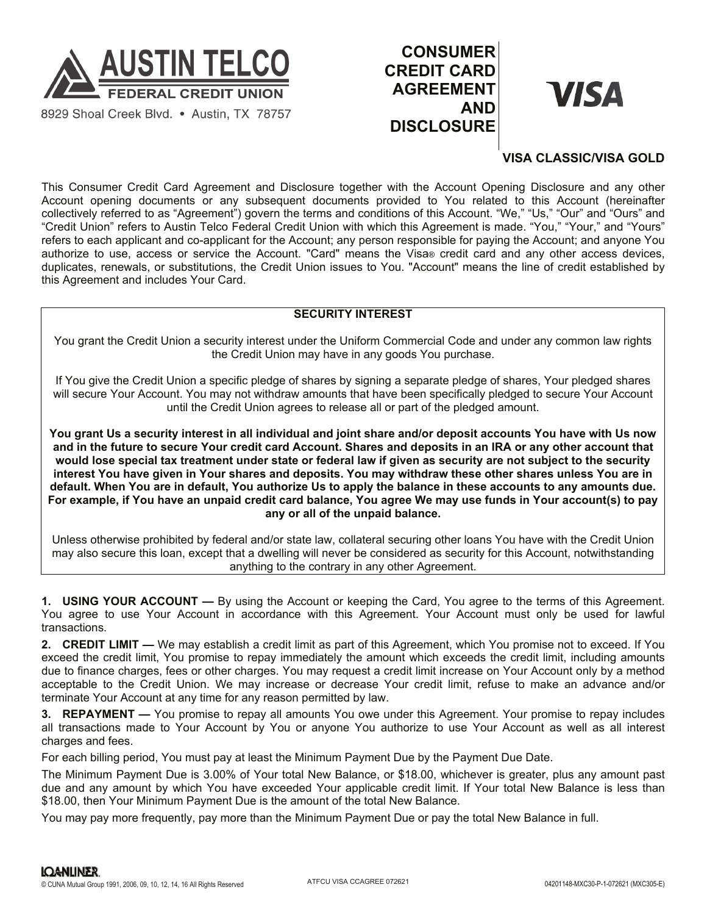# AUSTIN TELCO FEDERAL CREDIT UNION

8929 Shoal Creek Blvd. • Austin, TX 78757

# CONSUMER CREDIT CARD AGREEMENT AND DISCLOSURE

**VISA**

**VISA CLASSIC/VISA GOLD**

This Consumer Credit Card Agreement and Disclosure together with the Account Opening Disclosure and any other Account opening documents or any subsequent documents provided to You related to this Account (hereinafter collectively referred to as "Agreement") govern the terms and conditions of this Account. "We," "Us," "Our" and "Ours" and "Credit Union" refers to Austin Telco Federal Credit Union with which this Agreement is made. "You," "Your," and "Yours" refers to each applicant and co-applicant for the Account; any person responsible for paying the Account; and anyone You authorize to use, access or service the Account. "Card" means the Visa® credit card and any other access devices, duplicates, renewals, or substitutions, the Credit Union issues to You. "Account" means the line of credit established by this Agreement and includes Your Card.

**SECURITY INTEREST**

You grant the Credit Union a security interest under the Uniform Commercial Code and under any common law rights the Credit Union may have in any goods You purchase.

If You give the Credit Union a specific pledge of shares by signing a separate pledge of shares, Your pledged shares will secure Your Account. You may not withdraw amounts that have been specifically pledged to secure Your Account until the Credit Union agrees to release all or part of the pledged amount.

**You grant Us a security interest in all individual and joint share and/or deposit accounts You have with Us now and in the future to secure Your credit card Account. Shares and deposits in an IRA or any other account that would lose special tax treatment under state or federal law if given as security are not subject to the security interest You have given in Your shares and deposits. You may withdraw these other shares unless You are in default. When You are in default, You authorize Us to apply the balance in these accounts to any amounts due. For example, if You have an unpaid credit card balance, You agree We may use funds in Your account(s) to pay any or all of the unpaid balance.**

Unless otherwise prohibited by federal and/or state law, collateral securing other loans You have with the Credit Union may also secure this loan, except that a dwelling will never be considered as security for this Account, notwithstanding anything to the contrary in any other Agreement.

**1. USING YOUR ACCOUNT —** By using the Account or keeping the Card, You agree to the terms of this Agreement. You agree to use Your Account in accordance with this Agreement. Your Account must only be used for lawful transactions.

**2. CREDIT LIMIT —** We may establish a credit limit as part of this Agreement, which You promise not to exceed. If You exceed the credit limit, You promise to repay immediately the amount which exceeds the credit limit, including amounts due to finance charges, fees or other charges. You may request a credit limit increase on Your Account only by a method acceptable to the Credit Union. We may increase or decrease Your credit limit, refuse to make an advance and/or terminate Your Account at any time for any reason permitted by law.

**3. REPAYMENT —** You promise to repay all amounts You owe under this Agreement. Your promise to repay includes all transactions made to Your Account by You or anyone You authorize to use Your Account as well as all interest charges and fees.

For each billing period, You must pay at least the Minimum Payment Due by the Payment Due Date.

The Minimum Payment Due is 3.00% of Your total New Balance, or $18.00, whichever is greater, plus any amount past due and any amount by which You have exceeded Your applicable credit limit. If Your total New Balance is less than $18.00, then Your Minimum Payment Due is the amount of the total New Balance.

You may pay more frequently, pay more than the Minimum Payment Due or pay the total New Balance in full.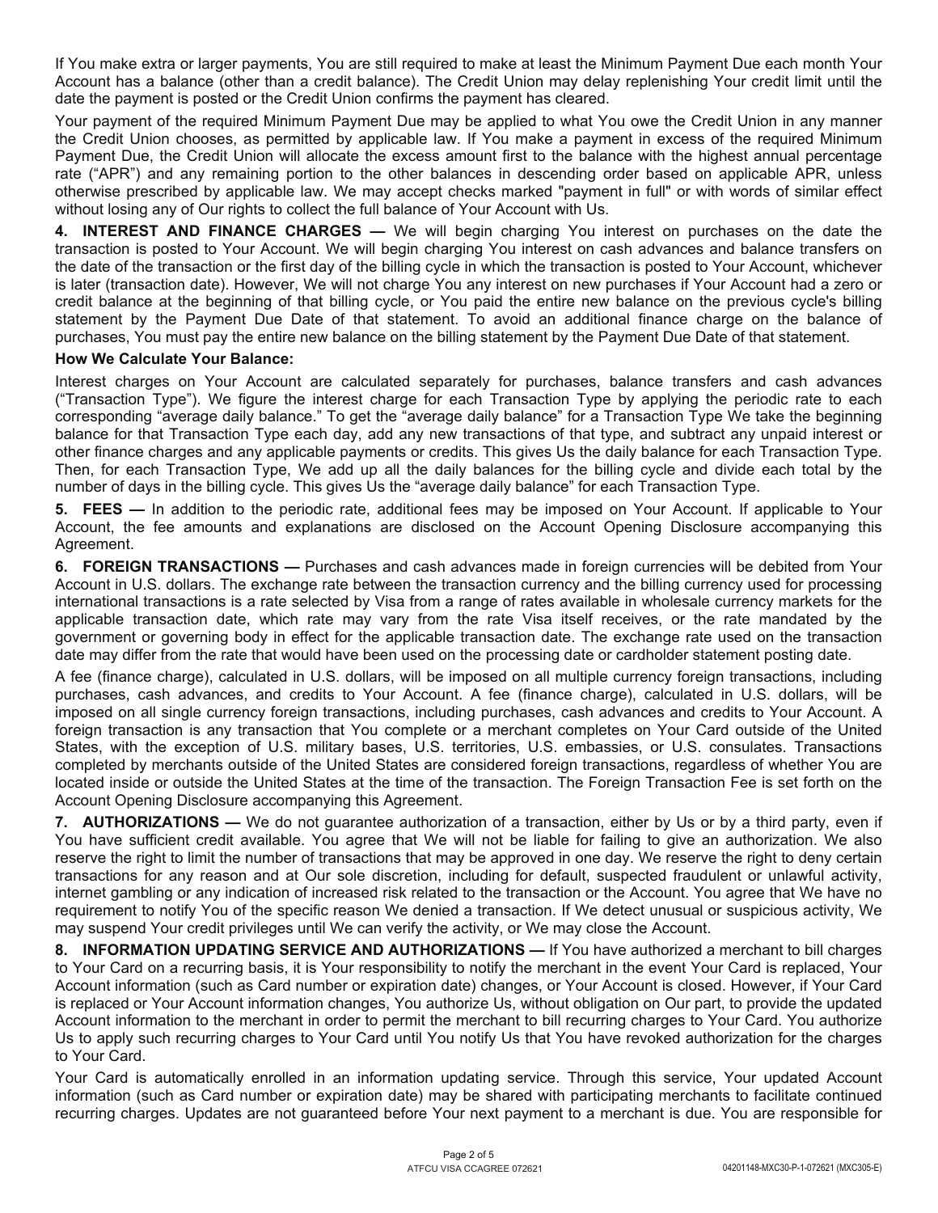If You make extra or larger payments, You are still required to make at least the Minimum Payment Due each month Your Account has a balance (other than a credit balance). The Credit Union may delay replenishing Your credit limit until the date the payment is posted or the Credit Union confirms the payment has cleared.

Your payment of the required Minimum Payment Due may be applied to what You owe the Credit Union in any manner the Credit Union chooses, as permitted by applicable law. If You make a payment in excess of the required Minimum Payment Due, the Credit Union will allocate the excess amount first to the balance with the highest annual percentage rate ("APR") and any remaining portion to the other balances in descending order based on applicable APR, unless otherwise prescribed by applicable law. We may accept checks marked "payment in full" or with words of similar effect without losing any of Our rights to collect the full balance of Your Account with Us.

**4. INTEREST AND FINANCE CHARGES —** We will begin charging You interest on purchases on the date the transaction is posted to Your Account. We will begin charging You interest on cash advances and balance transfers on the date of the transaction or the first day of the billing cycle in which the transaction is posted to Your Account, whichever is later (transaction date). However, We will not charge You any interest on new purchases if Your Account had a zero or credit balance at the beginning of that billing cycle, or You paid the entire new balance on the previous cycle's billing statement by the Payment Due Date of that statement. To avoid an additional finance charge on the balance of purchases, You must pay the entire new balance on the billing statement by the Payment Due Date of that statement.

**How We Calculate Your Balance:**

Interest charges on Your Account are calculated separately for purchases, balance transfers and cash advances ("Transaction Type"). We figure the interest charge for each Transaction Type by applying the periodic rate to each corresponding "average daily balance." To get the "average daily balance" for a Transaction Type We take the beginning balance for that Transaction Type each day, add any new transactions of that type, and subtract any unpaid interest or other finance charges and any applicable payments or credits. This gives Us the daily balance for each Transaction Type. Then, for each Transaction Type, We add up all the daily balances for the billing cycle and divide each total by the number of days in the billing cycle. This gives Us the "average daily balance" for each Transaction Type.

**5. FEES —** In addition to the periodic rate, additional fees may be imposed on Your Account. If applicable to Your Account, the fee amounts and explanations are disclosed on the Account Opening Disclosure accompanying this Agreement.

**6. FOREIGN TRANSACTIONS —** Purchases and cash advances made in foreign currencies will be debited from Your Account in U.S. dollars. The exchange rate between the transaction currency and the billing currency used for processing international transactions is a rate selected by Visa from a range of rates available in wholesale currency markets for the applicable transaction date, which rate may vary from the rate Visa itself receives, or the rate mandated by the government or governing body in effect for the applicable transaction date. The exchange rate used on the transaction date may differ from the rate that would have been used on the processing date or cardholder statement posting date.

A fee (finance charge), calculated in U.S. dollars, will be imposed on all multiple currency foreign transactions, including purchases, cash advances, and credits to Your Account. A fee (finance charge), calculated in U.S. dollars, will be imposed on all single currency foreign transactions, including purchases, cash advances and credits to Your Account. A foreign transaction is any transaction that You complete or a merchant completes on Your Card outside of the United States, with the exception of U.S. military bases, U.S. territories, U.S. embassies, or U.S. consulates. Transactions completed by merchants outside of the United States are considered foreign transactions, regardless of whether You are located inside or outside the United States at the time of the transaction. The Foreign Transaction Fee is set forth on the Account Opening Disclosure accompanying this Agreement.

**7. AUTHORIZATIONS —** We do not guarantee authorization of a transaction, either by Us or by a third party, even if You have sufficient credit available. You agree that We will not be liable for failing to give an authorization. We also reserve the right to limit the number of transactions that may be approved in one day. We reserve the right to deny certain transactions for any reason and at Our sole discretion, including for default, suspected fraudulent or unlawful activity, internet gambling or any indication of increased risk related to the transaction or the Account. You agree that We have no requirement to notify You of the specific reason We denied a transaction. If We detect unusual or suspicious activity, We may suspend Your credit privileges until We can verify the activity, or We may close the Account.

**8. INFORMATION UPDATING SERVICE AND AUTHORIZATIONS —** If You have authorized a merchant to bill charges to Your Card on a recurring basis, it is Your responsibility to notify the merchant in the event Your Card is replaced, Your Account information (such as Card number or expiration date) changes, or Your Account is closed. However, if Your Card is replaced or Your Account information changes, You authorize Us, without obligation on Our part, to provide the updated Account information to the merchant in order to permit the merchant to bill recurring charges to Your Card. You authorize Us to apply such recurring charges to Your Card until You notify Us that You have revoked authorization for the charges to Your Card.

Your Card is automatically enrolled in an information updating service. Through this service, Your updated Account information (such as Card number or expiration date) may be shared with participating merchants to facilitate continued recurring charges. Updates are not guaranteed before Your next payment to a merchant is due. You are responsible for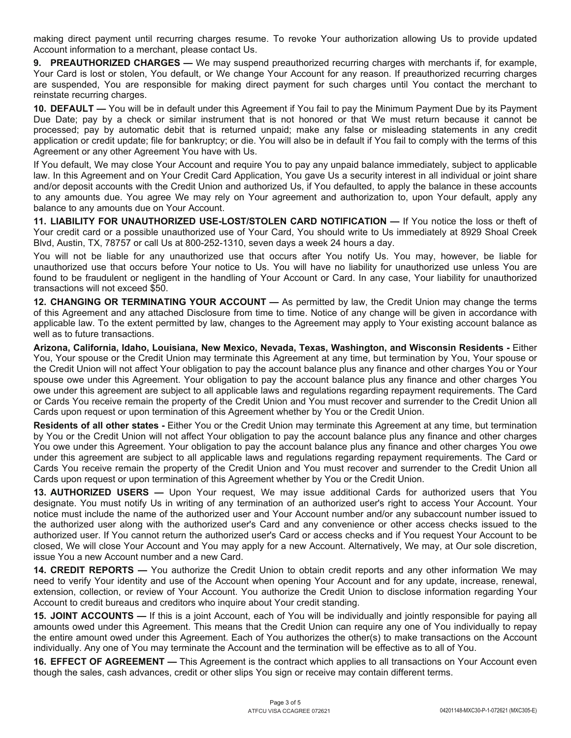making direct payment until recurring charges resume. To revoke Your authorization allowing Us to provide updated Account information to a merchant, please contact Us.

**9. PREAUTHORIZED CHARGES —** We may suspend preauthorized recurring charges with merchants if, for example, Your Card is lost or stolen, You default, or We change Your Account for any reason. If preauthorized recurring charges are suspended, You are responsible for making direct payment for such charges until You contact the merchant to reinstate recurring charges.

**10. DEFAULT —** You will be in default under this Agreement if You fail to pay the Minimum Payment Due by its Payment Due Date; pay by a check or similar instrument that is not honored or that We must return because it cannot be processed; pay by automatic debit that is returned unpaid; make any false or misleading statements in any credit application or credit update; file for bankruptcy; or die. You will also be in default if You fail to comply with the terms of this Agreement or any other Agreement You have with Us.

If You default, We may close Your Account and require You to pay any unpaid balance immediately, subject to applicable law. In this Agreement and on Your Credit Card Application, You gave Us a security interest in all individual or joint share and/or deposit accounts with the Credit Union and authorized Us, if You defaulted, to apply the balance in these accounts to any amounts due. You agree We may rely on Your agreement and authorization to, upon Your default, apply any balance to any amounts due on Your Account.

**11. LIABILITY FOR UNAUTHORIZED USE-LOST/STOLEN CARD NOTIFICATION —** If You notice the loss or theft of Your credit card or a possible unauthorized use of Your Card, You should write to Us immediately at 8929 Shoal Creek Blvd, Austin, TX, 78757 or call Us at 800-252-1310, seven days a week 24 hours a day.

You will not be liable for any unauthorized use that occurs after You notify Us. You may, however, be liable for unauthorized use that occurs before Your notice to Us. You will have no liability for unauthorized use unless You are found to be fraudulent or negligent in the handling of Your Account or Card. In any case, Your liability for unauthorized transactions will not exceed $50.

**12. CHANGING OR TERMINATING YOUR ACCOUNT —** As permitted by law, the Credit Union may change the terms of this Agreement and any attached Disclosure from time to time. Notice of any change will be given in accordance with applicable law. To the extent permitted by law, changes to the Agreement may apply to Your existing account balance as well as to future transactions.

**Arizona, California, Idaho, Louisiana, New Mexico, Nevada, Texas, Washington, and Wisconsin Residents -** Either You, Your spouse or the Credit Union may terminate this Agreement at any time, but termination by You, Your spouse or the Credit Union will not affect Your obligation to pay the account balance plus any finance and other charges You or Your spouse owe under this Agreement. Your obligation to pay the account balance plus any finance and other charges You owe under this agreement are subject to all applicable laws and regulations regarding repayment requirements. The Card or Cards You receive remain the property of the Credit Union and You must recover and surrender to the Credit Union all Cards upon request or upon termination of this Agreement whether by You or the Credit Union.

**Residents of all other states -** Either You or the Credit Union may terminate this Agreement at any time, but termination by You or the Credit Union will not affect Your obligation to pay the account balance plus any finance and other charges You owe under this Agreement. Your obligation to pay the account balance plus any finance and other charges You owe under this agreement are subject to all applicable laws and regulations regarding repayment requirements. The Card or Cards You receive remain the property of the Credit Union and You must recover and surrender to the Credit Union all Cards upon request or upon termination of this Agreement whether by You or the Credit Union.

**13. AUTHORIZED USERS —** Upon Your request, We may issue additional Cards for authorized users that You designate. You must notify Us in writing of any termination of an authorized user's right to access Your Account. Your notice must include the name of the authorized user and Your Account number and/or any subaccount number issued to the authorized user along with the authorized user's Card and any convenience or other access checks issued to the authorized user. If You cannot return the authorized user's Card or access checks and if You request Your Account to be closed, We will close Your Account and You may apply for a new Account. Alternatively, We may, at Our sole discretion, issue You a new Account number and a new Card.

**14. CREDIT REPORTS —** You authorize the Credit Union to obtain credit reports and any other information We may need to verify Your identity and use of the Account when opening Your Account and for any update, increase, renewal, extension, collection, or review of Your Account. You authorize the Credit Union to disclose information regarding Your Account to credit bureaus and creditors who inquire about Your credit standing.

**15. JOINT ACCOUNTS —** If this is a joint Account, each of You will be individually and jointly responsible for paying all amounts owed under this Agreement. This means that the Credit Union can require any one of You individually to repay the entire amount owed under this Agreement. Each of You authorizes the other(s) to make transactions on the Account individually. Any one of You may terminate the Account and the termination will be effective as to all of You.

**16. EFFECT OF AGREEMENT —** This Agreement is the contract which applies to all transactions on Your Account even though the sales, cash advances, credit or other slips You sign or receive may contain different terms.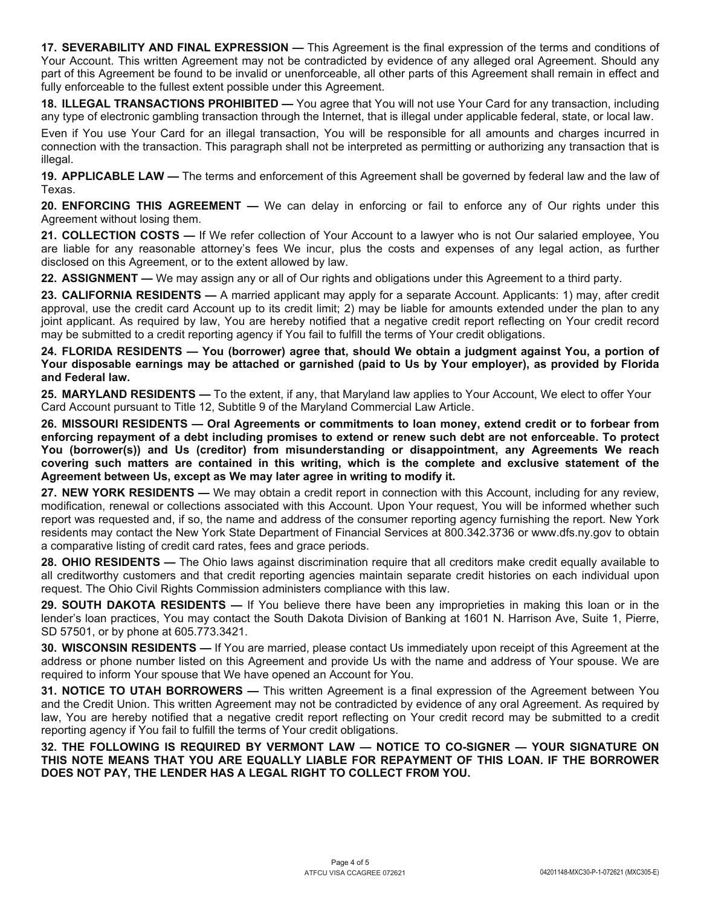**17. SEVERABILITY AND FINAL EXPRESSION —** This Agreement is the final expression of the terms and conditions of Your Account. This written Agreement may not be contradicted by evidence of any alleged oral Agreement. Should any part of this Agreement be found to be invalid or unenforceable, all other parts of this Agreement shall remain in effect and fully enforceable to the fullest extent possible under this Agreement.

**18. ILLEGAL TRANSACTIONS PROHIBITED —** You agree that You will not use Your Card for any transaction, including any type of electronic gambling transaction through the Internet, that is illegal under applicable federal, state, or local law.

Even if You use Your Card for an illegal transaction, You will be responsible for all amounts and charges incurred in connection with the transaction. This paragraph shall not be interpreted as permitting or authorizing any transaction that is illegal.

**19. APPLICABLE LAW —** The terms and enforcement of this Agreement shall be governed by federal law and the law of Texas.

**20. ENFORCING THIS AGREEMENT —** We can delay in enforcing or fail to enforce any of Our rights under this Agreement without losing them.

**21. COLLECTION COSTS —** If We refer collection of Your Account to a lawyer who is not Our salaried employee, You are liable for any reasonable attorney's fees We incur, plus the costs and expenses of any legal action, as further disclosed on this Agreement, or to the extent allowed by law.

**22. ASSIGNMENT —** We may assign any or all of Our rights and obligations under this Agreement to a third party.

**23. CALIFORNIA RESIDENTS —** A married applicant may apply for a separate Account. Applicants: 1) may, after credit approval, use the credit card Account up to its credit limit; 2) may be liable for amounts extended under the plan to any joint applicant. As required by law, You are hereby notified that a negative credit report reflecting on Your credit record may be submitted to a credit reporting agency if You fail to fulfill the terms of Your credit obligations.

**24. FLORIDA RESIDENTS — You (borrower) agree that, should We obtain a judgment against You, a portion of Your disposable earnings may be attached or garnished (paid to Us by Your employer), as provided by Florida and Federal law.**

**25. MARYLAND RESIDENTS —** To the extent, if any, that Maryland law applies to Your Account, We elect to offer Your Card Account pursuant to Title 12, Subtitle 9 of the Maryland Commercial Law Article.

**26. MISSOURI RESIDENTS — Oral Agreements or commitments to loan money, extend credit or to forbear from enforcing repayment of a debt including promises to extend or renew such debt are not enforceable. To protect You (borrower(s)) and Us (creditor) from misunderstanding or disappointment, any Agreements We reach covering such matters are contained in this writing, which is the complete and exclusive statement of the Agreement between Us, except as We may later agree in writing to modify it.**

**27. NEW YORK RESIDENTS —** We may obtain a credit report in connection with this Account, including for any review, modification, renewal or collections associated with this Account. Upon Your request, You will be informed whether such report was requested and, if so, the name and address of the consumer reporting agency furnishing the report. New York residents may contact the New York State Department of Financial Services at 800.342.3736 or www.dfs.ny.gov to obtain a comparative listing of credit card rates, fees and grace periods.

**28. OHIO RESIDENTS —** The Ohio laws against discrimination require that all creditors make credit equally available to all creditworthy customers and that credit reporting agencies maintain separate credit histories on each individual upon request. The Ohio Civil Rights Commission administers compliance with this law.

**29. SOUTH DAKOTA RESIDENTS —** If You believe there have been any improprieties in making this loan or in the lender's loan practices, You may contact the South Dakota Division of Banking at 1601 N. Harrison Ave, Suite 1, Pierre, SD 57501, or by phone at 605.773.3421.

**30. WISCONSIN RESIDENTS —** If You are married, please contact Us immediately upon receipt of this Agreement at the address or phone number listed on this Agreement and provide Us with the name and address of Your spouse. We are required to inform Your spouse that We have opened an Account for You.

**31. NOTICE TO UTAH BORROWERS —** This written Agreement is a final expression of the Agreement between You and the Credit Union. This written Agreement may not be contradicted by evidence of any oral Agreement. As required by law, You are hereby notified that a negative credit report reflecting on Your credit record may be submitted to a credit reporting agency if You fail to fulfill the terms of Your credit obligations.

**32. THE FOLLOWING IS REQUIRED BY VERMONT LAW — NOTICE TO CO-SIGNER — YOUR SIGNATURE ON THIS NOTE MEANS THAT YOU ARE EQUALLY LIABLE FOR REPAYMENT OF THIS LOAN. IF THE BORROWER DOES NOT PAY, THE LENDER HAS A LEGAL RIGHT TO COLLECT FROM YOU.**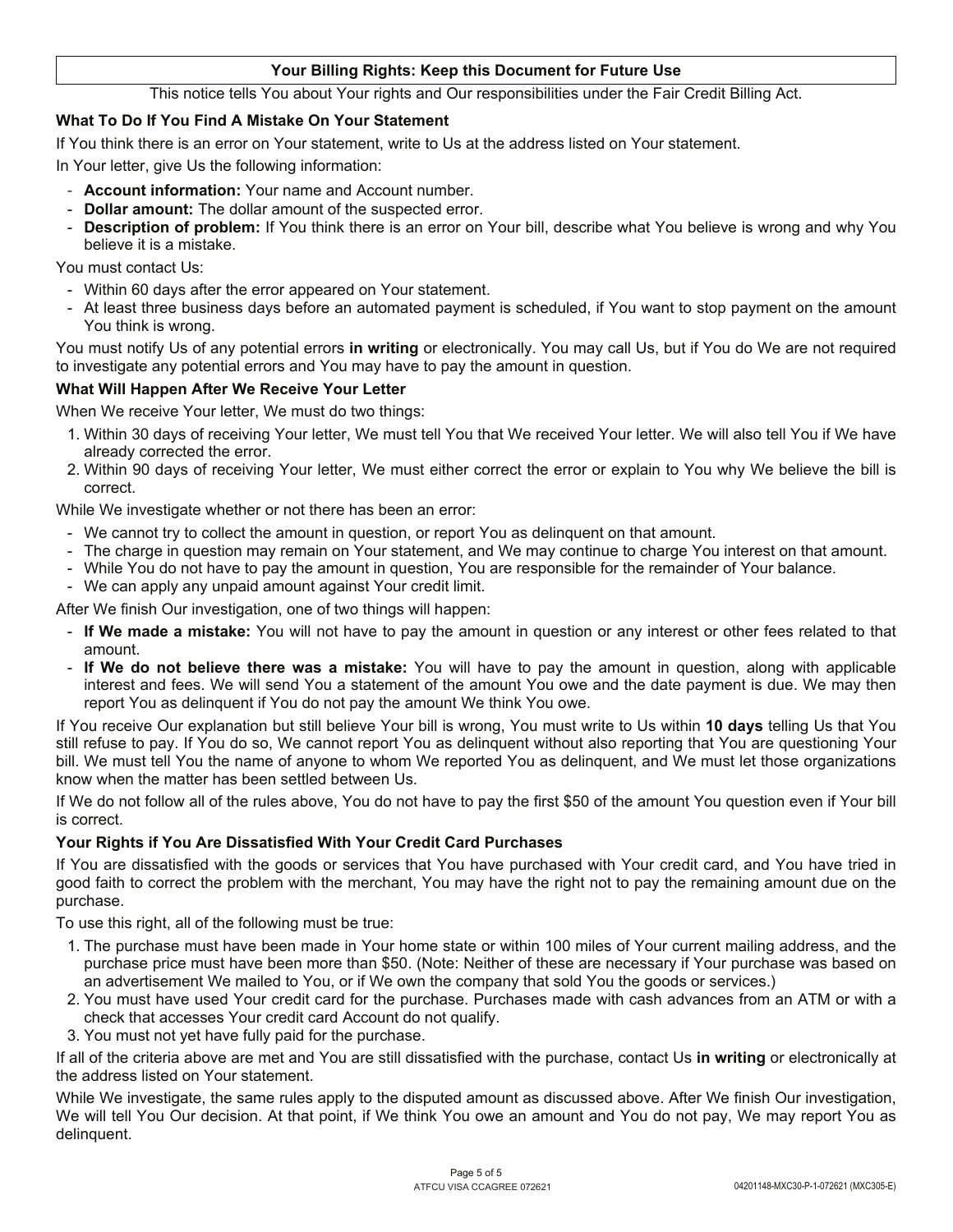## Your Billing Rights: Keep this Document for Future Use

This notice tells You about Your rights and Our responsibilities under the Fair Credit Billing Act.

### What To Do If You Find A Mistake On Your Statement

If You think there is an error on Your statement, write to Us at the address listed on Your statement.

In Your letter, give Us the following information:

- **Account information:** Your name and Account number.
- **Dollar amount:** The dollar amount of the suspected error.
- **Description of problem:** If You think there is an error on Your bill, describe what You believe is wrong and why You believe it is a mistake.

You must contact Us:

- Within 60 days after the error appeared on Your statement.
- At least three business days before an automated payment is scheduled, if You want to stop payment on the amount You think is wrong.

You must notify Us of any potential errors **in writing** or electronically. You may call Us, but if You do We are not required to investigate any potential errors and You may have to pay the amount in question.

### What Will Happen After We Receive Your Letter

When We receive Your letter, We must do two things:

1. Within 30 days of receiving Your letter, We must tell You that We received Your letter. We will also tell You if We have already corrected the error.
2. Within 90 days of receiving Your letter, We must either correct the error or explain to You why We believe the bill is correct.

While We investigate whether or not there has been an error:

- We cannot try to collect the amount in question, or report You as delinquent on that amount.
- The charge in question may remain on Your statement, and We may continue to charge You interest on that amount.
- While You do not have to pay the amount in question, You are responsible for the remainder of Your balance.
- We can apply any unpaid amount against Your credit limit.

After We finish Our investigation, one of two things will happen:

- **If We made a mistake:** You will not have to pay the amount in question or any interest or other fees related to that amount.
- **If We do not believe there was a mistake:** You will have to pay the amount in question, along with applicable interest and fees. We will send You a statement of the amount You owe and the date payment is due. We may then report You as delinquent if You do not pay the amount We think You owe.

If You receive Our explanation but still believe Your bill is wrong, You must write to Us within **10 days** telling Us that You still refuse to pay. If You do so, We cannot report You as delinquent without also reporting that You are questioning Your bill. We must tell You the name of anyone to whom We reported You as delinquent, and We must let those organizations know when the matter has been settled between Us.

If We do not follow all of the rules above, You do not have to pay the first $50 of the amount You question even if Your bill is correct.

### Your Rights if You Are Dissatisfied With Your Credit Card Purchases

If You are dissatisfied with the goods or services that You have purchased with Your credit card, and You have tried in good faith to correct the problem with the merchant, You may have the right not to pay the remaining amount due on the purchase.

To use this right, all of the following must be true:

1. The purchase must have been made in Your home state or within 100 miles of Your current mailing address, and the purchase price must have been more than $50. (Note: Neither of these are necessary if Your purchase was based on an advertisement We mailed to You, or if We own the company that sold You the goods or services.)
2. You must have used Your credit card for the purchase. Purchases made with cash advances from an ATM or with a check that accesses Your credit card Account do not qualify.
3. You must not yet have fully paid for the purchase.

If all of the criteria above are met and You are still dissatisfied with the purchase, contact Us **in writing** or electronically at the address listed on Your statement.

While We investigate, the same rules apply to the disputed amount as discussed above. After We finish Our investigation, We will tell You Our decision. At that point, if We think You owe an amount and You do not pay, We may report You as delinquent.